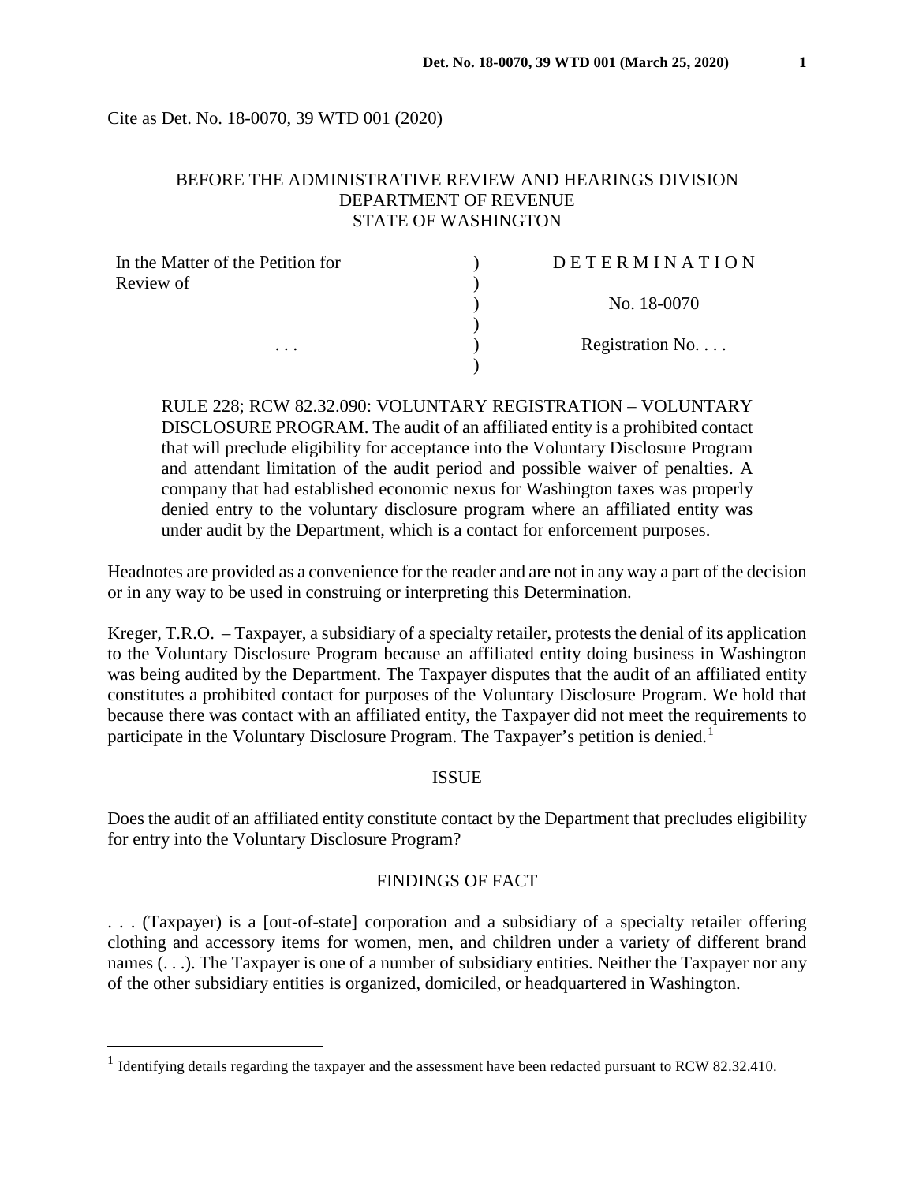Cite as Det. No. 18-0070, 39 WTD 001 (2020)

BEFORE THE ADMINISTRATIVE REVIEW AND HEARINGS DIVISION
DEPARTMENT OF REVENUE
STATE OF WASHINGTON

| In the Matter of the Petition for Review of | ) | DETERMINATION |
|---|---|---|
| | ) | No. 18-0070 |
| . . . | ) | Registration No. . . . |

RULE 228; RCW 82.32.090: VOLUNTARY REGISTRATION – VOLUNTARY DISCLOSURE PROGRAM. The audit of an affiliated entity is a prohibited contact that will preclude eligibility for acceptance into the Voluntary Disclosure Program and attendant limitation of the audit period and possible waiver of penalties. A company that had established economic nexus for Washington taxes was properly denied entry to the voluntary disclosure program where an affiliated entity was under audit by the Department, which is a contact for enforcement purposes.

Headnotes are provided as a convenience for the reader and are not in any way a part of the decision or in any way to be used in construing or interpreting this Determination.

Kreger, T.R.O. – Taxpayer, a subsidiary of a specialty retailer, protests the denial of its application to the Voluntary Disclosure Program because an affiliated entity doing business in Washington was being audited by the Department. The Taxpayer disputes that the audit of an affiliated entity constitutes a prohibited contact for purposes of the Voluntary Disclosure Program. We hold that because there was contact with an affiliated entity, the Taxpayer did not meet the requirements to participate in the Voluntary Disclosure Program. The Taxpayer's petition is denied.[1]

## ISSUE

Does the audit of an affiliated entity constitute contact by the Department that precludes eligibility for entry into the Voluntary Disclosure Program?

## FINDINGS OF FACT

. . . (Taxpayer) is a [out-of-state] corporation and a subsidiary of a specialty retailer offering clothing and accessory items for women, men, and children under a variety of different brand names (. . .). The Taxpayer is one of a number of subsidiary entities. Neither the Taxpayer nor any of the other subsidiary entities is organized, domiciled, or headquartered in Washington.

[1] Identifying details regarding the taxpayer and the assessment have been redacted pursuant to RCW 82.32.410.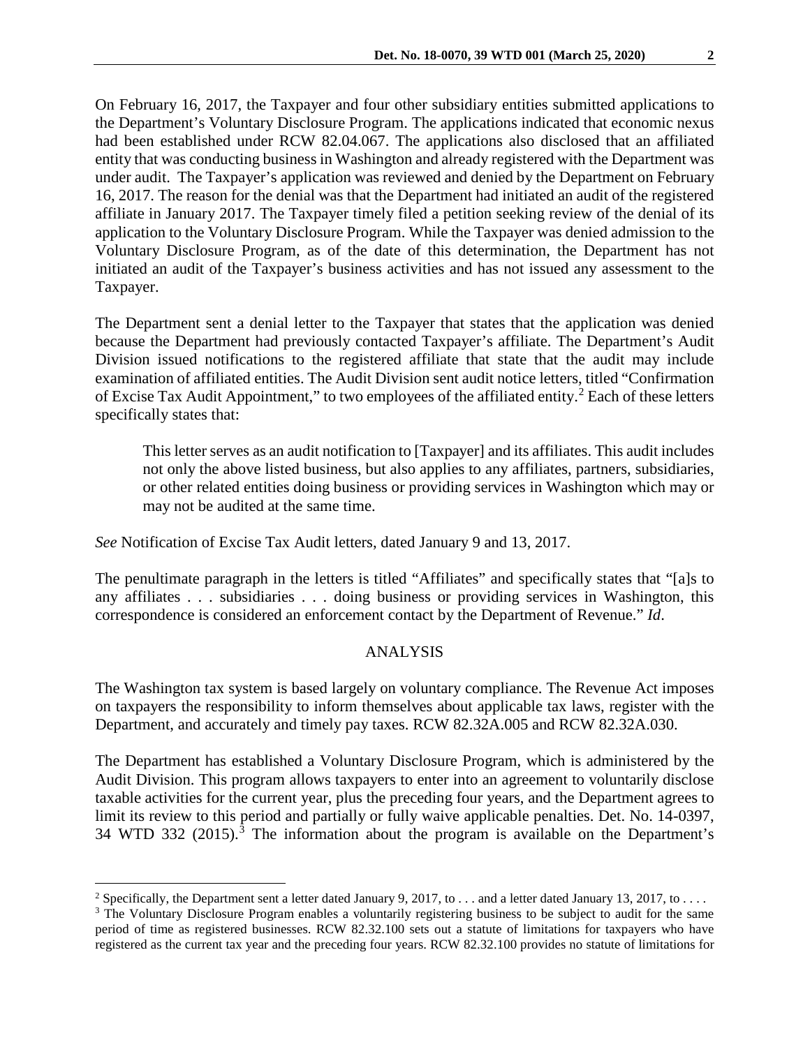On February 16, 2017, the Taxpayer and four other subsidiary entities submitted applications to the Department's Voluntary Disclosure Program. The applications indicated that economic nexus had been established under RCW 82.04.067. The applications also disclosed that an affiliated entity that was conducting business in Washington and already registered with the Department was under audit. The Taxpayer's application was reviewed and denied by the Department on February 16, 2017. The reason for the denial was that the Department had initiated an audit of the registered affiliate in January 2017. The Taxpayer timely filed a petition seeking review of the denial of its application to the Voluntary Disclosure Program. While the Taxpayer was denied admission to the Voluntary Disclosure Program, as of the date of this determination, the Department has not initiated an audit of the Taxpayer's business activities and has not issued any assessment to the Taxpayer.

The Department sent a denial letter to the Taxpayer that states that the application was denied because the Department had previously contacted Taxpayer's affiliate. The Department's Audit Division issued notifications to the registered affiliate that state that the audit may include examination of affiliated entities. The Audit Division sent audit notice letters, titled "Confirmation of Excise Tax Audit Appointment," to two employees of the affiliated entity.[2] Each of these letters specifically states that:

> This letter serves as an audit notification to [Taxpayer] and its affiliates. This audit includes not only the above listed business, but also applies to any affiliates, partners, subsidiaries, or other related entities doing business or providing services in Washington which may or may not be audited at the same time.

*See* Notification of Excise Tax Audit letters, dated January 9 and 13, 2017.

The penultimate paragraph in the letters is titled "Affiliates" and specifically states that "[a]s to any affiliates . . . subsidiaries . . . doing business or providing services in Washington, this correspondence is considered an enforcement contact by the Department of Revenue." *Id*.

## ANALYSIS

The Washington tax system is based largely on voluntary compliance. The Revenue Act imposes on taxpayers the responsibility to inform themselves about applicable tax laws, register with the Department, and accurately and timely pay taxes. RCW 82.32A.005 and RCW 82.32A.030.

The Department has established a Voluntary Disclosure Program, which is administered by the Audit Division. This program allows taxpayers to enter into an agreement to voluntarily disclose taxable activities for the current year, plus the preceding four years, and the Department agrees to limit its review to this period and partially or fully waive applicable penalties. Det. No. 14-0397, 34 WTD 332 (2015).[3] The information about the program is available on the Department's

---

[2] Specifically, the Department sent a letter dated January 9, 2017, to . . . and a letter dated January 13, 2017, to . . . .

[3] The Voluntary Disclosure Program enables a voluntarily registering business to be subject to audit for the same period of time as registered businesses. RCW 82.32.100 sets out a statute of limitations for taxpayers who have registered as the current tax year and the preceding four years. RCW 82.32.100 provides no statute of limitations for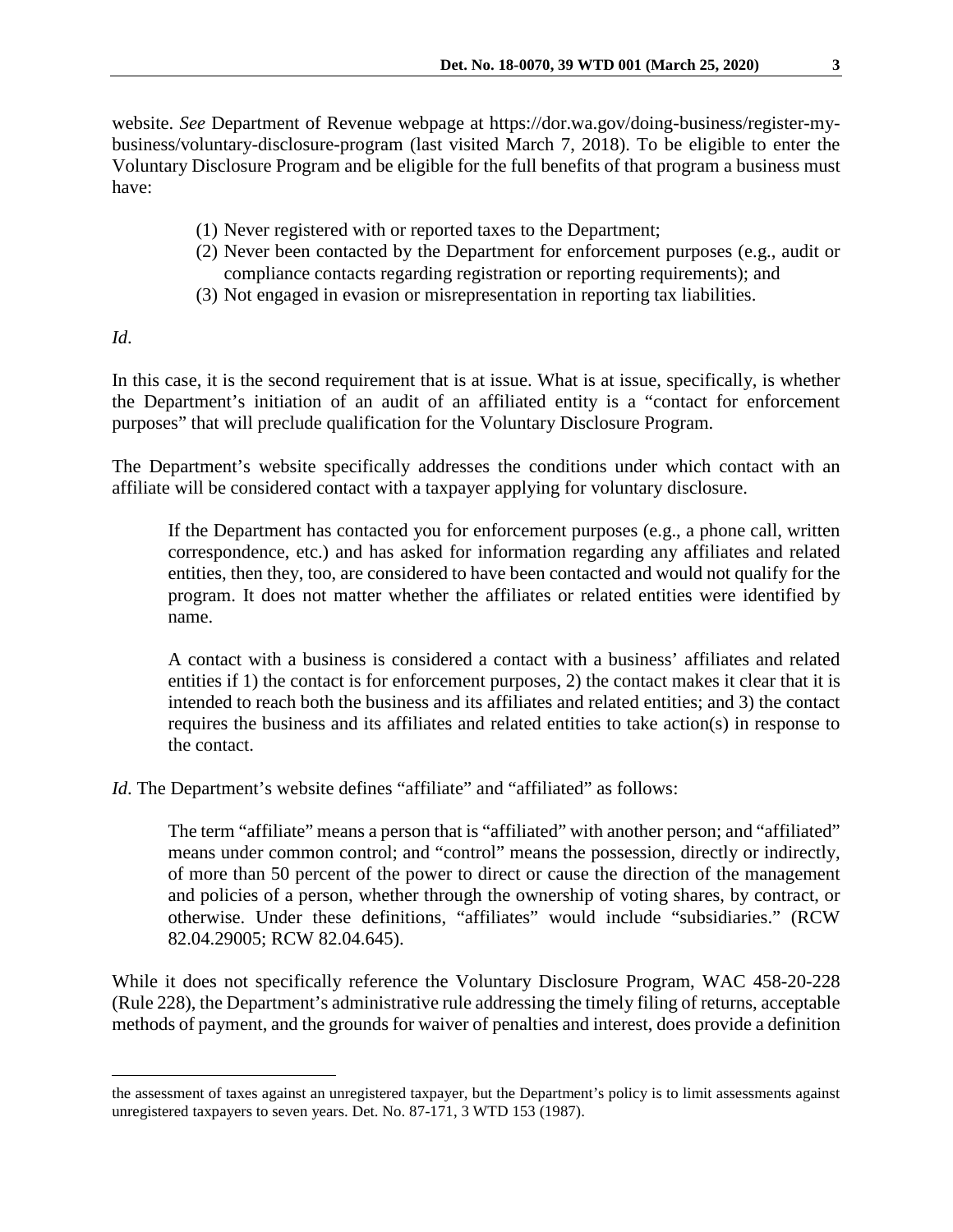website. *See* Department of Revenue webpage at https://dor.wa.gov/doing-business/register-my-business/voluntary-disclosure-program (last visited March 7, 2018). To be eligible to enter the Voluntary Disclosure Program and be eligible for the full benefits of that program a business must have:

> (1) Never registered with or reported taxes to the Department;
> (2) Never been contacted by the Department for enforcement purposes (e.g., audit or compliance contacts regarding registration or reporting requirements); and
> (3) Not engaged in evasion or misrepresentation in reporting tax liabilities.

*Id*.

In this case, it is the second requirement that is at issue. What is at issue, specifically, is whether the Department's initiation of an audit of an affiliated entity is a "contact for enforcement purposes" that will preclude qualification for the Voluntary Disclosure Program.

The Department's website specifically addresses the conditions under which contact with an affiliate will be considered contact with a taxpayer applying for voluntary disclosure.

> If the Department has contacted you for enforcement purposes (e.g., a phone call, written correspondence, etc.) and has asked for information regarding any affiliates and related entities, then they, too, are considered to have been contacted and would not qualify for the program. It does not matter whether the affiliates or related entities were identified by name.
>
> A contact with a business is considered a contact with a business' affiliates and related entities if 1) the contact is for enforcement purposes, 2) the contact makes it clear that it is intended to reach both the business and its affiliates and related entities; and 3) the contact requires the business and its affiliates and related entities to take action(s) in response to the contact.

*Id.* The Department's website defines "affiliate" and "affiliated" as follows:

> The term "affiliate" means a person that is "affiliated" with another person; and "affiliated" means under common control; and "control" means the possession, directly or indirectly, of more than 50 percent of the power to direct or cause the direction of the management and policies of a person, whether through the ownership of voting shares, by contract, or otherwise. Under these definitions, "affiliates" would include "subsidiaries." (RCW 82.04.29005; RCW 82.04.645).

While it does not specifically reference the Voluntary Disclosure Program, WAC 458-20-228 (Rule 228), the Department's administrative rule addressing the timely filing of returns, acceptable methods of payment, and the grounds for waiver of penalties and interest, does provide a definition

---

the assessment of taxes against an unregistered taxpayer, but the Department's policy is to limit assessments against unregistered taxpayers to seven years. Det. No. 87-171, 3 WTD 153 (1987).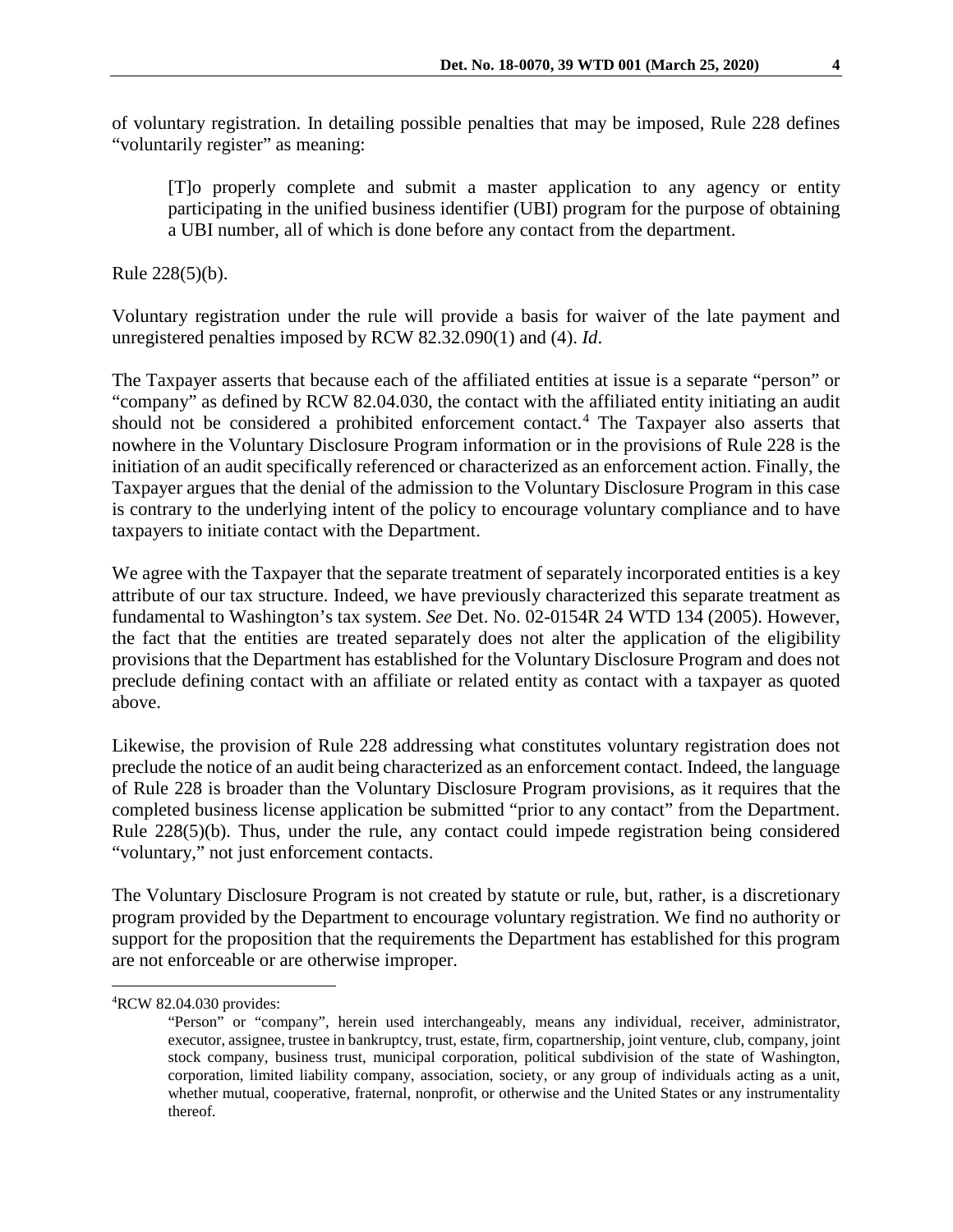of voluntary registration. In detailing possible penalties that may be imposed, Rule 228 defines "voluntarily register" as meaning:

> [T]o properly complete and submit a master application to any agency or entity participating in the unified business identifier (UBI) program for the purpose of obtaining a UBI number, all of which is done before any contact from the department.

Rule 228(5)(b).

Voluntary registration under the rule will provide a basis for waiver of the late payment and unregistered penalties imposed by RCW 82.32.090(1) and (4). *Id*.

The Taxpayer asserts that because each of the affiliated entities at issue is a separate "person" or "company" as defined by RCW 82.04.030, the contact with the affiliated entity initiating an audit should not be considered a prohibited enforcement contact.[4] The Taxpayer also asserts that nowhere in the Voluntary Disclosure Program information or in the provisions of Rule 228 is the initiation of an audit specifically referenced or characterized as an enforcement action. Finally, the Taxpayer argues that the denial of the admission to the Voluntary Disclosure Program in this case is contrary to the underlying intent of the policy to encourage voluntary compliance and to have taxpayers to initiate contact with the Department.

We agree with the Taxpayer that the separate treatment of separately incorporated entities is a key attribute of our tax structure. Indeed, we have previously characterized this separate treatment as fundamental to Washington's tax system. *See* Det. No. 02-0154R 24 WTD 134 (2005). However, the fact that the entities are treated separately does not alter the application of the eligibility provisions that the Department has established for the Voluntary Disclosure Program and does not preclude defining contact with an affiliate or related entity as contact with a taxpayer as quoted above.

Likewise, the provision of Rule 228 addressing what constitutes voluntary registration does not preclude the notice of an audit being characterized as an enforcement contact. Indeed, the language of Rule 228 is broader than the Voluntary Disclosure Program provisions, as it requires that the completed business license application be submitted "prior to any contact" from the Department. Rule 228(5)(b). Thus, under the rule, any contact could impede registration being considered "voluntary," not just enforcement contacts.

The Voluntary Disclosure Program is not created by statute or rule, but, rather, is a discretionary program provided by the Department to encourage voluntary registration. We find no authority or support for the proposition that the requirements the Department has established for this program are not enforceable or are otherwise improper.

---

[4]RCW 82.04.030 provides:

> "Person" or "company", herein used interchangeably, means any individual, receiver, administrator, executor, assignee, trustee in bankruptcy, trust, estate, firm, copartnership, joint venture, club, company, joint stock company, business trust, municipal corporation, political subdivision of the state of Washington, corporation, limited liability company, association, society, or any group of individuals acting as a unit, whether mutual, cooperative, fraternal, nonprofit, or otherwise and the United States or any instrumentality thereof.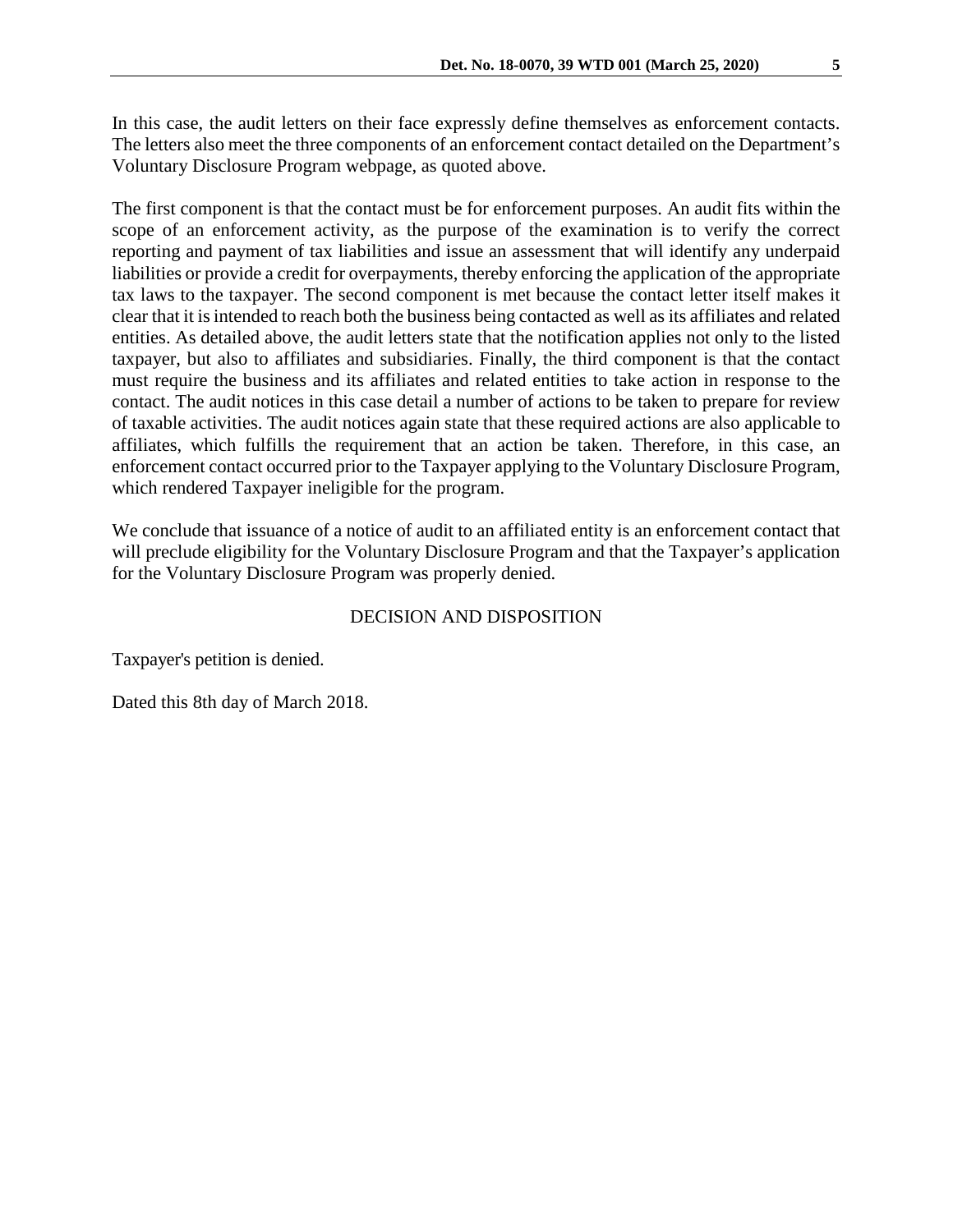In this case, the audit letters on their face expressly define themselves as enforcement contacts. The letters also meet the three components of an enforcement contact detailed on the Department's Voluntary Disclosure Program webpage, as quoted above.

The first component is that the contact must be for enforcement purposes. An audit fits within the scope of an enforcement activity, as the purpose of the examination is to verify the correct reporting and payment of tax liabilities and issue an assessment that will identify any underpaid liabilities or provide a credit for overpayments, thereby enforcing the application of the appropriate tax laws to the taxpayer. The second component is met because the contact letter itself makes it clear that it is intended to reach both the business being contacted as well as its affiliates and related entities. As detailed above, the audit letters state that the notification applies not only to the listed taxpayer, but also to affiliates and subsidiaries. Finally, the third component is that the contact must require the business and its affiliates and related entities to take action in response to the contact. The audit notices in this case detail a number of actions to be taken to prepare for review of taxable activities. The audit notices again state that these required actions are also applicable to affiliates, which fulfills the requirement that an action be taken. Therefore, in this case, an enforcement contact occurred prior to the Taxpayer applying to the Voluntary Disclosure Program, which rendered Taxpayer ineligible for the program.

We conclude that issuance of a notice of audit to an affiliated entity is an enforcement contact that will preclude eligibility for the Voluntary Disclosure Program and that the Taxpayer's application for the Voluntary Disclosure Program was properly denied.

## DECISION AND DISPOSITION

Taxpayer's petition is denied.

Dated this 8th day of March 2018.